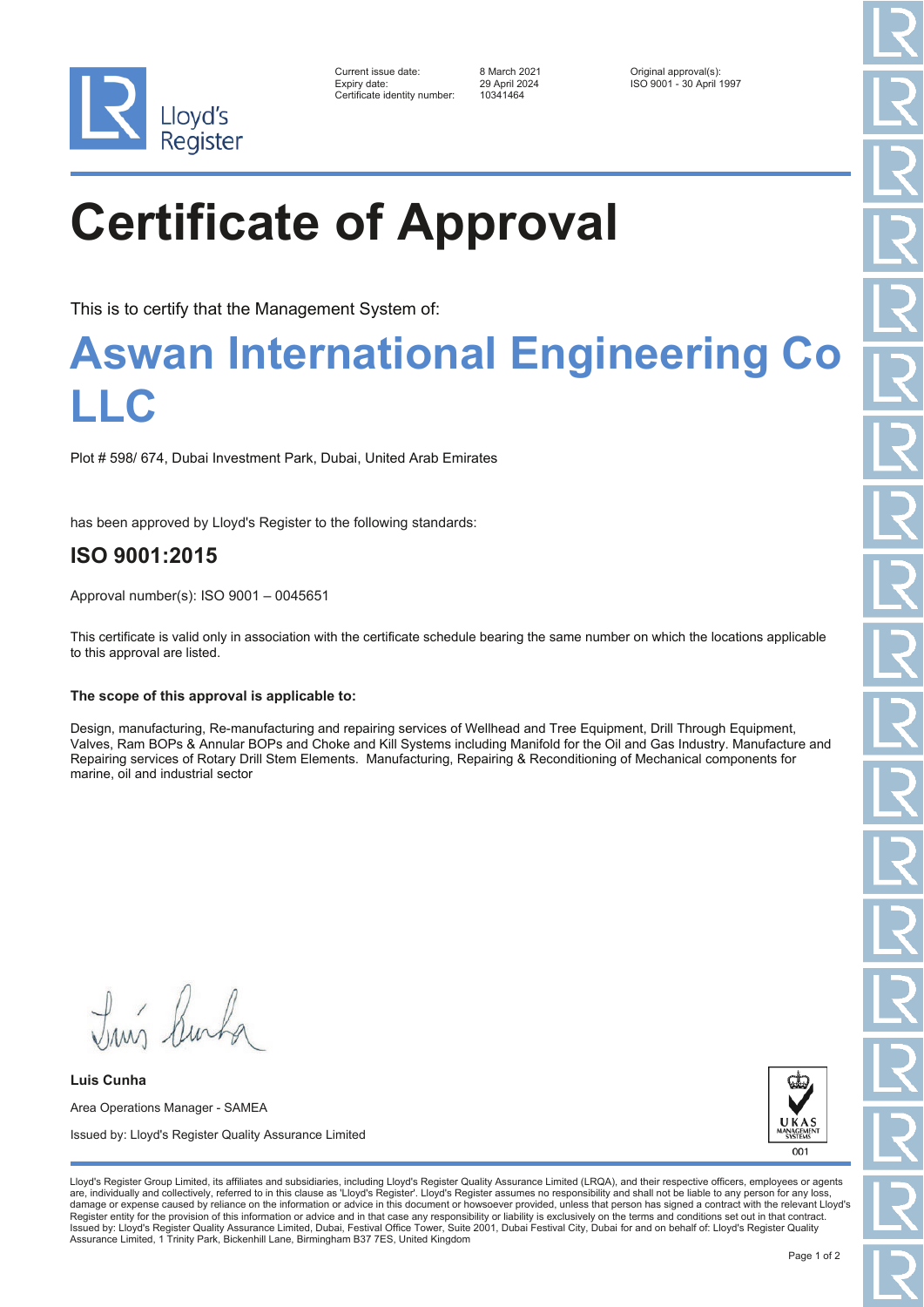Lloyd's Register

Current issue date: 8 March 2021
Expiry date: 29 April 2024
Certificate identity number: 10341464

Original approval(s):
ISO 9001 - 30 April 1997

# Certificate of Approval

This is to certify that the Management System of:

## Aswan International Engineering Co LLC

Plot # 598/ 674, Dubai Investment Park, Dubai, United Arab Emirates

has been approved by Lloyd's Register to the following standards:

## ISO 9001:2015

Approval number(s): ISO 9001 – 0045651

This certificate is valid only in association with the certificate schedule bearing the same number on which the locations applicable to this approval are listed.

**The scope of this approval is applicable to:**

Design, manufacturing, Re-manufacturing and repairing services of Wellhead and Tree Equipment, Drill Through Equipment, Valves, Ram BOPs & Annular BOPs and Choke and Kill Systems including Manifold for the Oil and Gas Industry. Manufacture and Repairing services of Rotary Drill Stem Elements. Manufacturing, Repairing & Reconditioning of Mechanical components for marine, oil and industrial sector

**Luis Cunha**

Area Operations Manager - SAMEA

Issued by: Lloyd's Register Quality Assurance Limited

UKAS MANAGEMENT SYSTEMS 001

Lloyd's Register Group Limited, its affiliates and subsidiaries, including Lloyd's Register Quality Assurance Limited (LRQA), and their respective officers, employees or agents are, individually and collectively, referred to in this clause as 'Lloyd's Register'. Lloyd's Register assumes no responsibility and shall not be liable to any person for any loss, damage or expense caused by reliance on the information or advice in this document or howsoever provided, unless that person has signed a contract with the relevant Lloyd's Register entity for the provision of this information or advice and in that case any responsibility or liability is exclusively on the terms and conditions set out in that contract.
Issued by: Lloyd's Register Quality Assurance Limited, Dubai, Festival Office Tower, Suite 2001, Dubai Festival City, Dubai for and on behalf of: Lloyd's Register Quality Assurance Limited, 1 Trinity Park, Bickenhill Lane, Birmingham B37 7ES, United Kingdom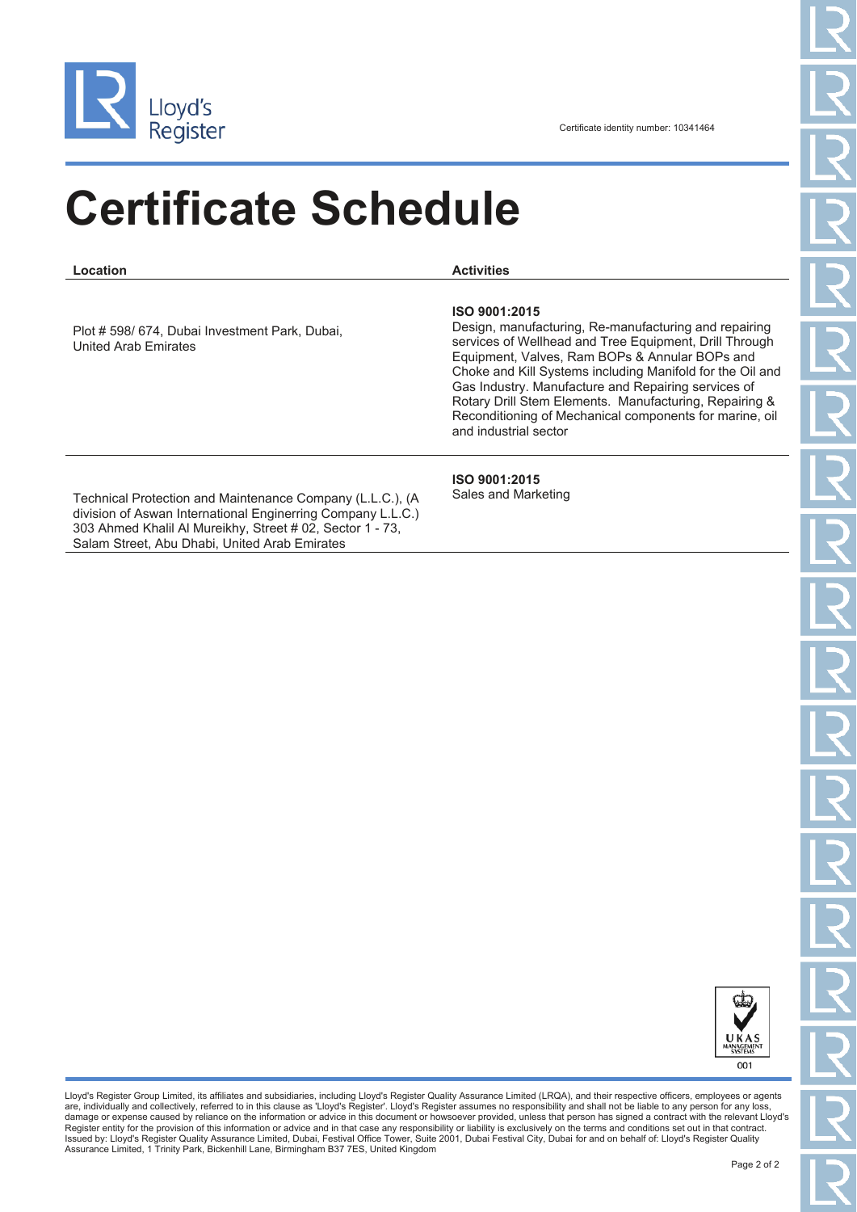Lloyd's Register

Certificate identity number: 10341464

# Certificate Schedule

| Location | Activities |
| --- | --- |
| Plot # 598/ 674, Dubai Investment Park, Dubai, United Arab Emirates | **ISO 9001:2015** Design, manufacturing, Re-manufacturing and repairing services of Wellhead and Tree Equipment, Drill Through Equipment, Valves, Ram BOPs & Annular BOPs and Choke and Kill Systems including Manifold for the Oil and Gas Industry. Manufacture and Repairing services of Rotary Drill Stem Elements. Manufacturing, Repairing & Reconditioning of Mechanical components for marine, oil and industrial sector |
| Technical Protection and Maintenance Company (L.L.C.), (A division of Aswan International Enginerring Company L.L.C.) 303 Ahmed Khalil Al Mureikhy, Street # 02, Sector 1 - 73, Salam Street, Abu Dhabi, United Arab Emirates | **ISO 9001:2015** Sales and Marketing |

UKAS MANAGEMENT SYSTEMS 001

Lloyd's Register Group Limited, its affiliates and subsidiaries, including Lloyd's Register Quality Assurance Limited (LRQA), and their respective officers, employees or agents are, individually and collectively, referred to in this clause as 'Lloyd's Register'. Lloyd's Register assumes no responsibility and shall not be liable to any person for any loss, damage or expense caused by reliance on the information or advice in this document or howsoever provided, unless that person has signed a contract with the relevant Lloyd's Register entity for the provision of this information or advice and in that case any responsibility or liability is exclusively on the terms and conditions set out in that contract.
Issued by: Lloyd's Register Quality Assurance Limited, Dubai, Festival Office Tower, Suite 2001, Dubai Festival City, Dubai for and on behalf of: Lloyd's Register Quality Assurance Limited, 1 Trinity Park, Bickenhill Lane, Birmingham B37 7ES, United Kingdom